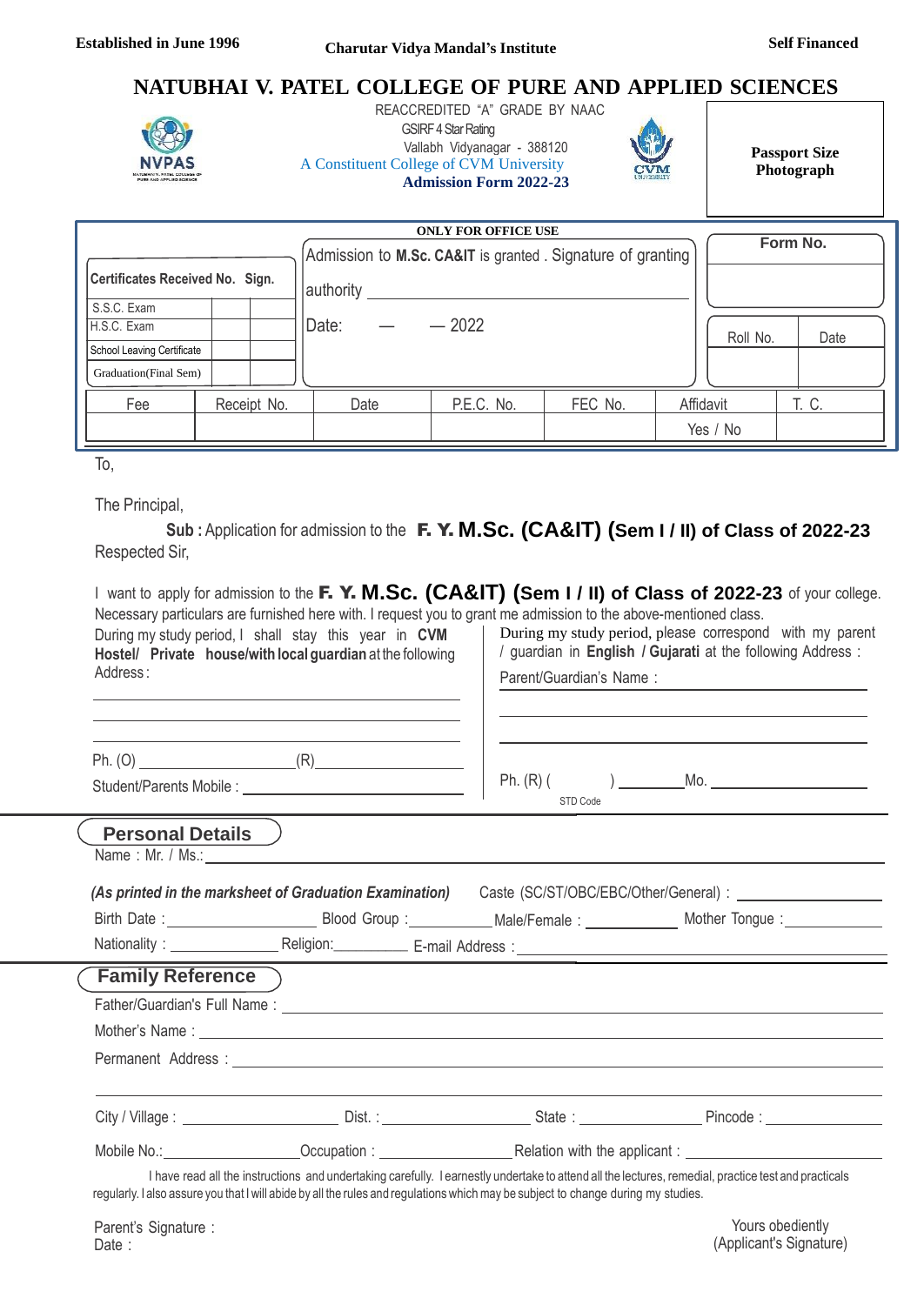Established in June 1996 | Charutar Vidya Mandal's Institute | Self Financed

# NATUBHAI V. PATEL COLLEGE OF PURE AND APPLIED SCIENCES

REACCREDITED "A" GRADE BY NAAC

GSIRF 4 Star Rating

Vallabh Vidyanagar - 388120

A Constituent College of CVM University

**Admission Form 2022-23**

**Passport Size Photograph**

**ONLY FOR OFFICE USE**

| Certificates Received No. Sign. | | |
|---|---|---|
| S.S.C. Exam | | |
| H.S.C. Exam | | |
| School Leaving Certificate | | |
| Graduation(Final Sem) | | |

Admission to **M.Sc. CA&IT** is granted . Signature of granting authority ____________________

Date: — — 2022

| Form No. | |
|---|---|
| | |
| Roll No. | Date |
| | |

| Fee | Receipt No. | Date | P.E.C. No. | FEC No. | Affidavit | T. C. |
|---|---|---|---|---|---|---|
| | | | | | Yes / No | |

To,

The Principal,

**Sub :** Application for admission to the **F. Y. M.Sc. (CA&IT) (Sem I / II) of Class of 2022-23**

Respected Sir,

I want to apply for admission to the **F. Y. M.Sc. (CA&IT) (Sem I / II) of Class of 2022-23** of your college. Necessary particulars are furnished here with. I request you to grant me admission to the above-mentioned class.

During my study period, I shall stay this year in **CVM Hostel/ Private house/with local guardian** at the following Address : ____________________

____________________

____________________

Ph. (O) ____________ (R) ____________

Student/Parents Mobile : ____________________

During my study period, please correspond with my parent / guardian in **English / Gujarati** at the following Address :

Parent/Guardian's Name : ____________________

____________________

____________________

Ph. (R) ( STD Code ) ________ Mo. ____________________

## Personal Details

Name : Mr. / Ms.: ____________________

*(As printed in the marksheet of Graduation Examination)* Caste (SC/ST/OBC/EBC/Other/General) : ____________

Birth Date : ____________ Blood Group : ________ Male/Female : ________ Mother Tongue : ________

Nationality : ________ Religion: ________ E-mail Address : ____________________

## Family Reference

Father/Guardian's Full Name : ____________________

Mother's Name : ____________________

Permanent Address : ____________________

____________________

City / Village : ____________ Dist. : ____________ State : ____________ Pincode : ____________

Mobile No.: ____________ Occupation : ____________ Relation with the applicant : ____________

I have read all the instructions and undertaking carefully. I earnestly undertake to attend all the lectures, remedial, practice test and practicals regularly. I also assure you that I will abide by all the rules and regulations which may be subject to change during my studies.

Parent's Signature :

Date :

Yours obediently

(Applicant's Signature)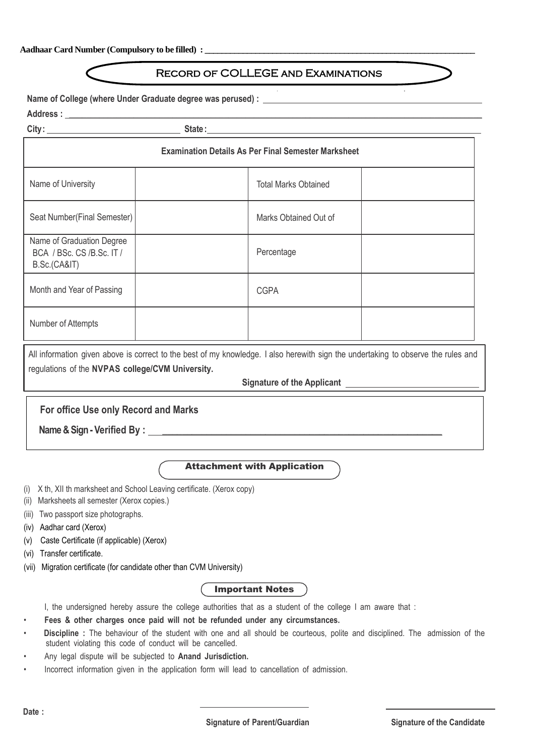**Aadhaar Card Number (Compulsory to be filled) :** ______________________________

## Record of COLLEGE and Examinations

**Name of College (where Under Graduate degree was perused) :** ______________________________

**Address :** ______________________________

**City :** ______________ **State :** ______________

| Examination Details As Per Final Semester Marksheet | | | |
|---|---|---|---|
| Name of University | | Total Marks Obtained | |
| Seat Number(Final Semester) | | Marks Obtained Out of | |
| Name of Graduation Degree BCA / BSc. CS /B.Sc. IT / B.Sc.(CA&IT) | | Percentage | |
| Month and Year of Passing | | CGPA | |
| Number of Attempts | | | |

All information given above is correct to the best of my knowledge. I also herewith sign the undertaking to observe the rules and regulations of the **NVPAS college/CVM University.**

**Signature of the Applicant** ______________

**For office Use only Record and Marks**

**Name & Sign - Verified By :** ______________________________

### Attachment with Application

(i) X th, XII th marksheet and School Leaving certificate. (Xerox copy)
(ii) Marksheets all semester (Xerox copies.)
(iii) Two passport size photographs.
(iv) Aadhar card (Xerox)
(v) Caste Certificate (if applicable) (Xerox)
(vi) Transfer certificate.
(vii) Migration certificate (for candidate other than CVM University)

### Important Notes

I, the undersigned hereby assure the college authorities that as a student of the college I am aware that :

- **Fees & other charges once paid will not be refunded under any circumstances.**
- **Discipline :** The behaviour of the student with one and all should be courteous, polite and disciplined. The admission of the student violating this code of conduct will be cancelled.
- Any legal dispute will be subjected to **Anand Jurisdiction.**
- Incorrect information given in the application form will lead to cancellation of admission.

**Date :**

**Signature of Parent/Guardian**

**Signature of the Candidate**